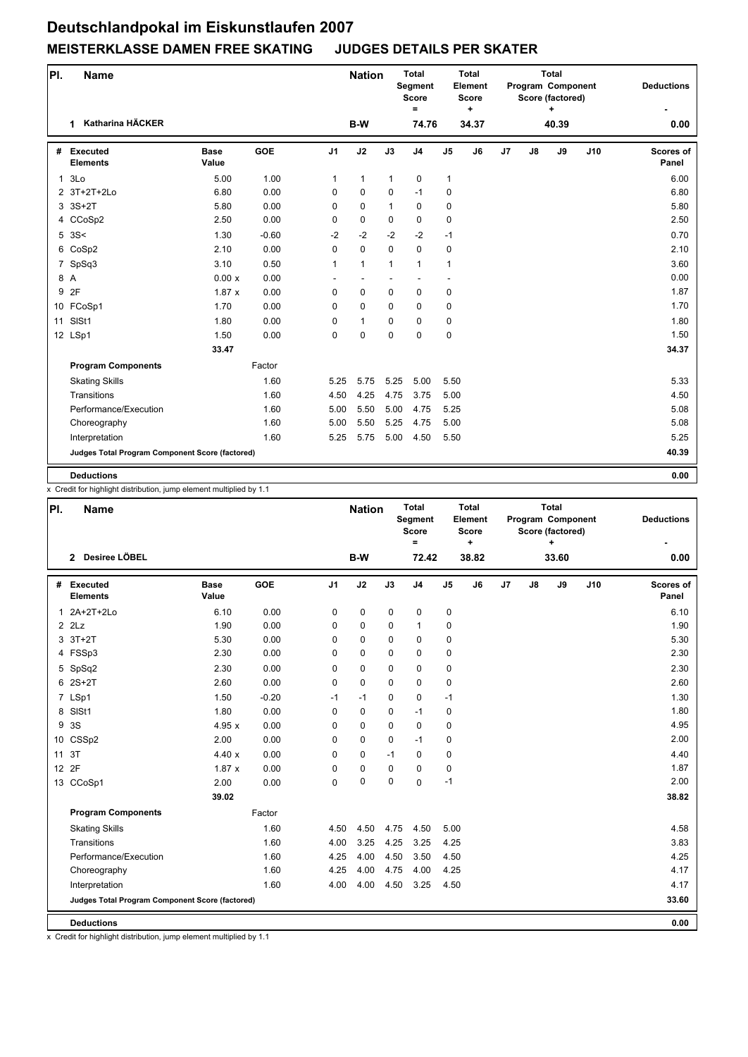# Deutschlandpokal im Eiskunstlaufen 2007

## MEISTERKLASSE DAMEN FREE SKATING JUDGES DETAILS PER SKATER

| Pl. | Name | Nation | Total Segment Score = | Total Element Score + | Total Program Component Score (factored) + | Deductions - |
|---|---|---|---|---|---|---|
| 1 | Katharina HÄCKER | B-W | 74.76 | 34.37 | 40.39 | 0.00 |

| # | Executed Elements | Base Value | GOE | J1 | J2 | J3 | J4 | J5 | J6 | J7 | J8 | J9 | J10 | Scores of Panel |
|---|---|---|---|---|---|---|---|---|---|---|---|---|---|---|
| 1 | 3Lo | 5.00 | 1.00 | 1 | 1 | 1 | 0 | 1 | | | | | | 6.00 |
| 2 | 3T+2T+2Lo | 6.80 | 0.00 | 0 | 0 | 0 | -1 | 0 | | | | | | 6.80 |
| 3 | 3S+2T | 5.80 | 0.00 | 0 | 0 | 1 | 0 | 0 | | | | | | 5.80 |
| 4 | CCoSp2 | 2.50 | 0.00 | 0 | 0 | 0 | 0 | 0 | | | | | | 2.50 |
| 5 | 3S< | 1.30 | -0.60 | -2 | -2 | -2 | -2 | -1 | | | | | | 0.70 |
| 6 | CoSp2 | 2.10 | 0.00 | 0 | 0 | 0 | 0 | 0 | | | | | | 2.10 |
| 7 | SpSq3 | 3.10 | 0.50 | 1 | 1 | 1 | 1 | 1 | | | | | | 3.60 |
| 8 | A | 0.00 x | 0.00 | - | - | - | - | - | | | | | | 0.00 |
| 9 | 2F | 1.87 x | 0.00 | 0 | 0 | 0 | 0 | 0 | | | | | | 1.87 |
| 10 | FCoSp1 | 1.70 | 0.00 | 0 | 0 | 0 | 0 | 0 | | | | | | 1.70 |
| 11 | SlSt1 | 1.80 | 0.00 | 0 | 1 | 0 | 0 | 0 | | | | | | 1.80 |
| 12 | LSp1 | 1.50 | 0.00 | 0 | 0 | 0 | 0 | 0 | | | | | | 1.50 |
| | | 33.47 | | | | | | | | | | | | 34.37 |
| | **Program Components** | | Factor | | | | | | | | | | | |
| | Skating Skills | | 1.60 | 5.25 | 5.75 | 5.25 | 5.00 | 5.50 | | | | | | 5.33 |
| | Transitions | | 1.60 | 4.50 | 4.25 | 4.75 | 3.75 | 5.00 | | | | | | 4.50 |
| | Performance/Execution | | 1.60 | 5.00 | 5.50 | 5.00 | 4.75 | 5.25 | | | | | | 5.08 |
| | Choreography | | 1.60 | 5.00 | 5.50 | 5.25 | 4.75 | 5.00 | | | | | | 5.08 |
| | Interpretation | | 1.60 | 5.25 | 5.75 | 5.00 | 4.50 | 5.50 | | | | | | 5.25 |
| | **Judges Total Program Component Score (factored)** | | | | | | | | | | | | | 40.39 |
| | **Deductions** | | | | | | | | | | | | | 0.00 |

x Credit for highlight distribution, jump element multiplied by 1.1

| Pl. | Name | Nation | Total Segment Score = | Total Element Score + | Total Program Component Score (factored) + | Deductions - |
|---|---|---|---|---|---|---|
| 2 | Desiree LÖBEL | B-W | 72.42 | 38.82 | 33.60 | 0.00 |

| # | Executed Elements | Base Value | GOE | J1 | J2 | J3 | J4 | J5 | J6 | J7 | J8 | J9 | J10 | Scores of Panel |
|---|---|---|---|---|---|---|---|---|---|---|---|---|---|---|
| 1 | 2A+2T+2Lo | 6.10 | 0.00 | 0 | 0 | 0 | 0 | 0 | | | | | | 6.10 |
| 2 | 2Lz | 1.90 | 0.00 | 0 | 0 | 0 | 1 | 0 | | | | | | 1.90 |
| 3 | 3T+2T | 5.30 | 0.00 | 0 | 0 | 0 | 0 | 0 | | | | | | 5.30 |
| 4 | FSSp3 | 2.30 | 0.00 | 0 | 0 | 0 | 0 | 0 | | | | | | 2.30 |
| 5 | SpSq2 | 2.30 | 0.00 | 0 | 0 | 0 | 0 | 0 | | | | | | 2.30 |
| 6 | 2S+2T | 2.60 | 0.00 | 0 | 0 | 0 | 0 | 0 | | | | | | 2.60 |
| 7 | LSp1 | 1.50 | -0.20 | -1 | -1 | 0 | 0 | -1 | | | | | | 1.30 |
| 8 | SlSt1 | 1.80 | 0.00 | 0 | 0 | 0 | -1 | 0 | | | | | | 1.80 |
| 9 | 3S | 4.95 x | 0.00 | 0 | 0 | 0 | 0 | 0 | | | | | | 4.95 |
| 10 | CSSp2 | 2.00 | 0.00 | 0 | 0 | 0 | -1 | 0 | | | | | | 2.00 |
| 11 | 3T | 4.40 x | 0.00 | 0 | 0 | -1 | 0 | 0 | | | | | | 4.40 |
| 12 | 2F | 1.87 x | 0.00 | 0 | 0 | 0 | 0 | 0 | | | | | | 1.87 |
| 13 | CCoSp1 | 2.00 | 0.00 | 0 | 0 | 0 | 0 | -1 | | | | | | 2.00 |
| | | 39.02 | | | | | | | | | | | | 38.82 |
| | **Program Components** | | Factor | | | | | | | | | | | |
| | Skating Skills | | 1.60 | 4.50 | 4.50 | 4.75 | 4.50 | 5.00 | | | | | | 4.58 |
| | Transitions | | 1.60 | 4.00 | 3.25 | 4.25 | 3.25 | 4.25 | | | | | | 3.83 |
| | Performance/Execution | | 1.60 | 4.25 | 4.00 | 4.50 | 3.50 | 4.50 | | | | | | 4.25 |
| | Choreography | | 1.60 | 4.25 | 4.00 | 4.75 | 4.00 | 4.25 | | | | | | 4.17 |
| | Interpretation | | 1.60 | 4.00 | 4.00 | 4.50 | 3.25 | 4.50 | | | | | | 4.17 |
| | **Judges Total Program Component Score (factored)** | | | | | | | | | | | | | 33.60 |
| | **Deductions** | | | | | | | | | | | | | 0.00 |

x Credit for highlight distribution, jump element multiplied by 1.1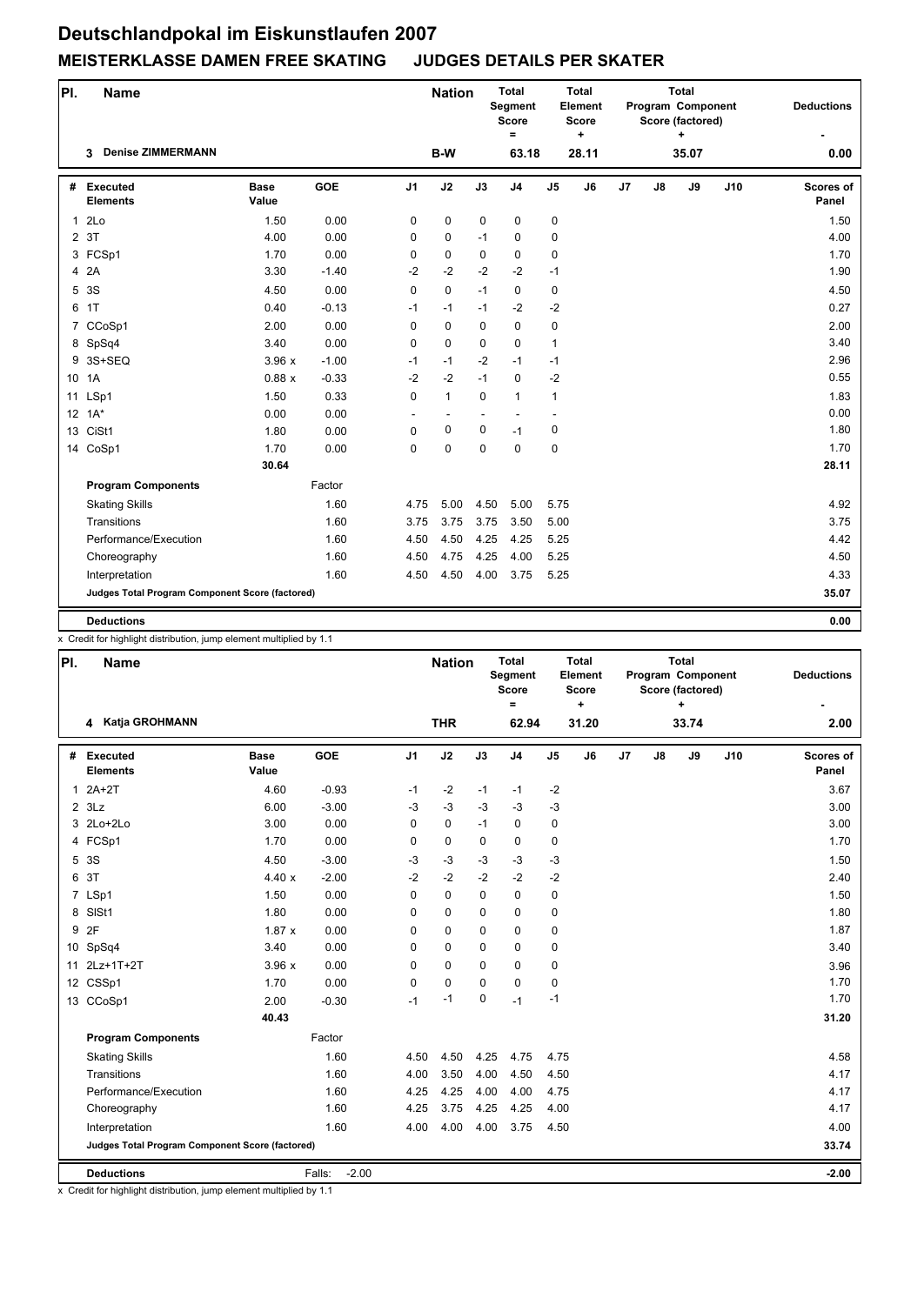# Deutschlandpokal im Eiskunstlaufen 2007

## MEISTERKLASSE DAMEN FREE SKATING JUDGES DETAILS PER SKATER

| Pl. | Name | Nation | Total Segment Score = | Total Element Score + | Total Program Component Score (factored) + | Deductions - |
|---|---|---|---|---|---|---|
| 3 | Denise ZIMMERMANN | B-W | 63.18 | 28.11 | 35.07 | 0.00 |

| # | Executed Elements | Base Value | GOE | J1 | J2 | J3 | J4 | J5 | J6 | J7 | J8 | J9 | J10 | Scores of Panel |
|---|---|---|---|---|---|---|---|---|---|---|---|---|---|---|
| 1 | 2Lo | 1.50 | 0.00 | 0 | 0 | 0 | 0 | 0 | | | | | | 1.50 |
| 2 | 3T | 4.00 | 0.00 | 0 | 0 | -1 | 0 | 0 | | | | | | 4.00 |
| 3 | FCSp1 | 1.70 | 0.00 | 0 | 0 | 0 | 0 | 0 | | | | | | 1.70 |
| 4 | 2A | 3.30 | -1.40 | -2 | -2 | -2 | -2 | -1 | | | | | | 1.90 |
| 5 | 3S | 4.50 | 0.00 | 0 | 0 | -1 | 0 | 0 | | | | | | 4.50 |
| 6 | 1T | 0.40 | -0.13 | -1 | -1 | -1 | -2 | -2 | | | | | | 0.27 |
| 7 | CCoSp1 | 2.00 | 0.00 | 0 | 0 | 0 | 0 | 0 | | | | | | 2.00 |
| 8 | SpSq4 | 3.40 | 0.00 | 0 | 0 | 0 | 0 | 1 | | | | | | 3.40 |
| 9 | 3S+SEQ | 3.96 x | -1.00 | -1 | -1 | -2 | -1 | -1 | | | | | | 2.96 |
| 10 | 1A | 0.88 x | -0.33 | -2 | -2 | -1 | 0 | -2 | | | | | | 0.55 |
| 11 | LSp1 | 1.50 | 0.33 | 0 | 1 | 0 | 1 | 1 | | | | | | 1.83 |
| 12 | 1A* | 0.00 | 0.00 | - | - | - | - | - | | | | | | 0.00 |
| 13 | CiSt1 | 1.80 | 0.00 | 0 | 0 | 0 | -1 | 0 | | | | | | 1.80 |
| 14 | CoSp1 | 1.70 | 0.00 | 0 | 0 | 0 | 0 | 0 | | | | | | 1.70 |
| | | 30.64 | | | | | | | | | | | | 28.11 |
| | **Program Components** | | Factor | | | | | | | | | | | |
| | Skating Skills | | 1.60 | 4.75 | 5.00 | 4.50 | 5.00 | 5.75 | | | | | | 4.92 |
| | Transitions | | 1.60 | 3.75 | 3.75 | 3.75 | 3.50 | 5.00 | | | | | | 3.75 |
| | Performance/Execution | | 1.60 | 4.50 | 4.50 | 4.25 | 4.25 | 5.25 | | | | | | 4.42 |
| | Choreography | | 1.60 | 4.50 | 4.75 | 4.25 | 4.00 | 5.25 | | | | | | 4.50 |
| | Interpretation | | 1.60 | 4.50 | 4.50 | 4.00 | 3.75 | 5.25 | | | | | | 4.33 |
| | **Judges Total Program Component Score (factored)** | | | | | | | | | | | | | 35.07 |
| | **Deductions** | | | | | | | | | | | | | 0.00 |

x Credit for highlight distribution, jump element multiplied by 1.1

| Pl. | Name | Nation | Total Segment Score = | Total Element Score + | Total Program Component Score (factored) + | Deductions - |
|---|---|---|---|---|---|---|
| 4 | Katja GROHMANN | THR | 62.94 | 31.20 | 33.74 | 2.00 |

| # | Executed Elements | Base Value | GOE | J1 | J2 | J3 | J4 | J5 | J6 | J7 | J8 | J9 | J10 | Scores of Panel |
|---|---|---|---|---|---|---|---|---|---|---|---|---|---|---|
| 1 | 2A+2T | 4.60 | -0.93 | -1 | -2 | -1 | -1 | -2 | | | | | | 3.67 |
| 2 | 3Lz | 6.00 | -3.00 | -3 | -3 | -3 | -3 | -3 | | | | | | 3.00 |
| 3 | 2Lo+2Lo | 3.00 | 0.00 | 0 | 0 | -1 | 0 | 0 | | | | | | 3.00 |
| 4 | FCSp1 | 1.70 | 0.00 | 0 | 0 | 0 | 0 | 0 | | | | | | 1.70 |
| 5 | 3S | 4.50 | -3.00 | -3 | -3 | -3 | -3 | -3 | | | | | | 1.50 |
| 6 | 3T | 4.40 x | -2.00 | -2 | -2 | -2 | -2 | -2 | | | | | | 2.40 |
| 7 | LSp1 | 1.50 | 0.00 | 0 | 0 | 0 | 0 | 0 | | | | | | 1.50 |
| 8 | SlSt1 | 1.80 | 0.00 | 0 | 0 | 0 | 0 | 0 | | | | | | 1.80 |
| 9 | 2F | 1.87 x | 0.00 | 0 | 0 | 0 | 0 | 0 | | | | | | 1.87 |
| 10 | SpSq4 | 3.40 | 0.00 | 0 | 0 | 0 | 0 | 0 | | | | | | 3.40 |
| 11 | 2Lz+1T+2T | 3.96 x | 0.00 | 0 | 0 | 0 | 0 | 0 | | | | | | 3.96 |
| 12 | CSSp1 | 1.70 | 0.00 | 0 | 0 | 0 | 0 | 0 | | | | | | 1.70 |
| 13 | CCoSp1 | 2.00 | -0.30 | -1 | -1 | 0 | -1 | -1 | | | | | | 1.70 |
| | | 40.43 | | | | | | | | | | | | 31.20 |
| | **Program Components** | | Factor | | | | | | | | | | | |
| | Skating Skills | | 1.60 | 4.50 | 4.50 | 4.25 | 4.75 | 4.75 | | | | | | 4.58 |
| | Transitions | | 1.60 | 4.00 | 3.50 | 4.00 | 4.50 | 4.50 | | | | | | 4.17 |
| | Performance/Execution | | 1.60 | 4.25 | 4.25 | 4.00 | 4.00 | 4.75 | | | | | | 4.17 |
| | Choreography | | 1.60 | 4.25 | 3.75 | 4.25 | 4.25 | 4.00 | | | | | | 4.17 |
| | Interpretation | | 1.60 | 4.00 | 4.00 | 4.00 | 3.75 | 4.50 | | | | | | 4.00 |
| | **Judges Total Program Component Score (factored)** | | | | | | | | | | | | | 33.74 |
| | **Deductions** | | Falls: -2.00 | | | | | | | | | | | -2.00 |

x Credit for highlight distribution, jump element multiplied by 1.1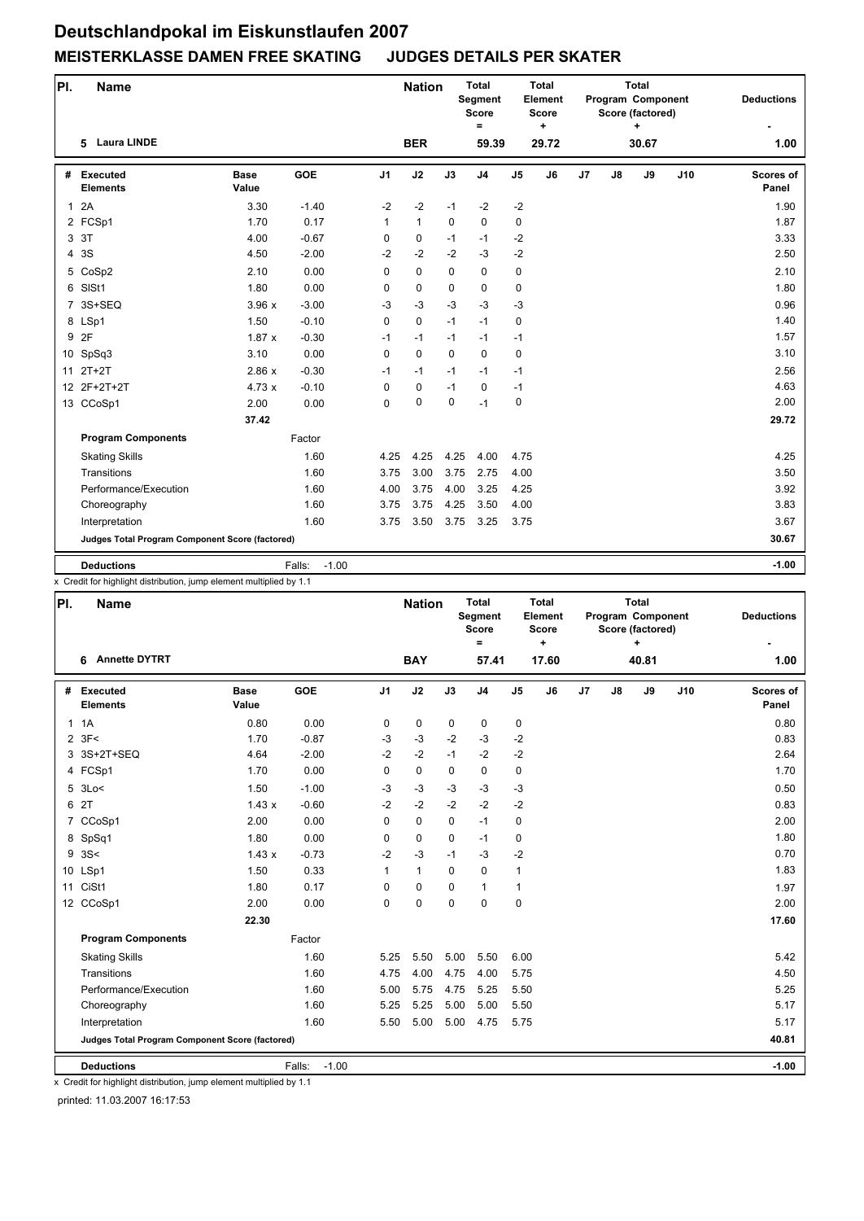# Deutschlandpokal im Eiskunstlaufen 2007

## MEISTERKLASSE DAMEN FREE SKATING JUDGES DETAILS PER SKATER

| Pl. | Name | Nation | Total Segment Score = | Total Element Score + | Total Program Component Score (factored) + | Deductions - |
|---|---|---|---|---|---|---|
| 5 | Laura LINDE | BER | 59.39 | 29.72 | 30.67 | 1.00 |

| # | Executed Elements | Base Value | GOE | J1 | J2 | J3 | J4 | J5 | J6 | J7 | J8 | J9 | J10 | Scores of Panel |
|---|---|---|---|---|---|---|---|---|---|---|---|---|---|---|
| 1 | 2A | 3.30 | -1.40 | -2 | -2 | -1 | -2 | -2 | | | | | | 1.90 |
| 2 | FCSp1 | 1.70 | 0.17 | 1 | 1 | 0 | 0 | 0 | | | | | | 1.87 |
| 3 | 3T | 4.00 | -0.67 | 0 | 0 | -1 | -1 | -2 | | | | | | 3.33 |
| 4 | 3S | 4.50 | -2.00 | -2 | -2 | -2 | -3 | -2 | | | | | | 2.50 |
| 5 | CoSp2 | 2.10 | 0.00 | 0 | 0 | 0 | 0 | 0 | | | | | | 2.10 |
| 6 | SlSt1 | 1.80 | 0.00 | 0 | 0 | 0 | 0 | 0 | | | | | | 1.80 |
| 7 | 3S+SEQ | 3.96 x | -3.00 | -3 | -3 | -3 | -3 | -3 | | | | | | 0.96 |
| 8 | LSp1 | 1.50 | -0.10 | 0 | 0 | -1 | -1 | 0 | | | | | | 1.40 |
| 9 | 2F | 1.87 x | -0.30 | -1 | -1 | -1 | -1 | -1 | | | | | | 1.57 |
| 10 | SpSq3 | 3.10 | 0.00 | 0 | 0 | 0 | 0 | 0 | | | | | | 3.10 |
| 11 | 2T+2T | 2.86 x | -0.30 | -1 | -1 | -1 | -1 | -1 | | | | | | 2.56 |
| 12 | 2F+2T+2T | 4.73 x | -0.10 | 0 | 0 | -1 | 0 | -1 | | | | | | 4.63 |
| 13 | CCoSp1 | 2.00 | 0.00 | 0 | 0 | 0 | -1 | 0 | | | | | | 2.00 |
| | | 37.42 | | | | | | | | | | | | 29.72 |
| | **Program Components** | | Factor | | | | | | | | | | | |
| | Skating Skills | | 1.60 | 4.25 | 4.25 | 4.25 | 4.00 | 4.75 | | | | | | 4.25 |
| | Transitions | | 1.60 | 3.75 | 3.00 | 3.75 | 2.75 | 4.00 | | | | | | 3.50 |
| | Performance/Execution | | 1.60 | 4.00 | 3.75 | 4.00 | 3.25 | 4.25 | | | | | | 3.92 |
| | Choreography | | 1.60 | 3.75 | 3.75 | 4.25 | 3.50 | 4.00 | | | | | | 3.83 |
| | Interpretation | | 1.60 | 3.75 | 3.50 | 3.75 | 3.25 | 3.75 | | | | | | 3.67 |
| | **Judges Total Program Component Score (factored)** | | | | | | | | | | | | | 30.67 |
| | **Deductions** | | Falls: -1.00 | | | | | | | | | | | -1.00 |

x Credit for highlight distribution, jump element multiplied by 1.1

| Pl. | Name | Nation | Total Segment Score = | Total Element Score + | Total Program Component Score (factored) + | Deductions - |
|---|---|---|---|---|---|---|
| 6 | Annette DYTRT | BAY | 57.41 | 17.60 | 40.81 | 1.00 |

| # | Executed Elements | Base Value | GOE | J1 | J2 | J3 | J4 | J5 | J6 | J7 | J8 | J9 | J10 | Scores of Panel |
|---|---|---|---|---|---|---|---|---|---|---|---|---|---|---|
| 1 | 1A | 0.80 | 0.00 | 0 | 0 | 0 | 0 | 0 | | | | | | 0.80 |
| 2 | 3F< | 1.70 | -0.87 | -3 | -3 | -2 | -3 | -2 | | | | | | 0.83 |
| 3 | 3S+2T+SEQ | 4.64 | -2.00 | -2 | -2 | -1 | -2 | -2 | | | | | | 2.64 |
| 4 | FCSp1 | 1.70 | 0.00 | 0 | 0 | 0 | 0 | 0 | | | | | | 1.70 |
| 5 | 3Lo< | 1.50 | -1.00 | -3 | -3 | -3 | -3 | -3 | | | | | | 0.50 |
| 6 | 2T | 1.43 x | -0.60 | -2 | -2 | -2 | -2 | -2 | | | | | | 0.83 |
| 7 | CCoSp1 | 2.00 | 0.00 | 0 | 0 | 0 | -1 | 0 | | | | | | 2.00 |
| 8 | SpSq1 | 1.80 | 0.00 | 0 | 0 | 0 | -1 | 0 | | | | | | 1.80 |
| 9 | 3S< | 1.43 x | -0.73 | -2 | -3 | -1 | -3 | -2 | | | | | | 0.70 |
| 10 | LSp1 | 1.50 | 0.33 | 1 | 1 | 0 | 0 | 1 | | | | | | 1.83 |
| 11 | CiSt1 | 1.80 | 0.17 | 0 | 0 | 0 | 1 | 1 | | | | | | 1.97 |
| 12 | CCoSp1 | 2.00 | 0.00 | 0 | 0 | 0 | 0 | 0 | | | | | | 2.00 |
| | | 22.30 | | | | | | | | | | | | 17.60 |
| | **Program Components** | | Factor | | | | | | | | | | | |
| | Skating Skills | | 1.60 | 5.25 | 5.50 | 5.00 | 5.50 | 6.00 | | | | | | 5.42 |
| | Transitions | | 1.60 | 4.75 | 4.00 | 4.75 | 4.00 | 5.75 | | | | | | 4.50 |
| | Performance/Execution | | 1.60 | 5.00 | 5.75 | 4.75 | 5.25 | 5.50 | | | | | | 5.25 |
| | Choreography | | 1.60 | 5.25 | 5.25 | 5.00 | 5.00 | 5.50 | | | | | | 5.17 |
| | Interpretation | | 1.60 | 5.50 | 5.00 | 5.00 | 4.75 | 5.75 | | | | | | 5.17 |
| | **Judges Total Program Component Score (factored)** | | | | | | | | | | | | | 40.81 |
| | **Deductions** | | Falls: -1.00 | | | | | | | | | | | -1.00 |

x Credit for highlight distribution, jump element multiplied by 1.1

printed: 11.03.2007 16:17:53